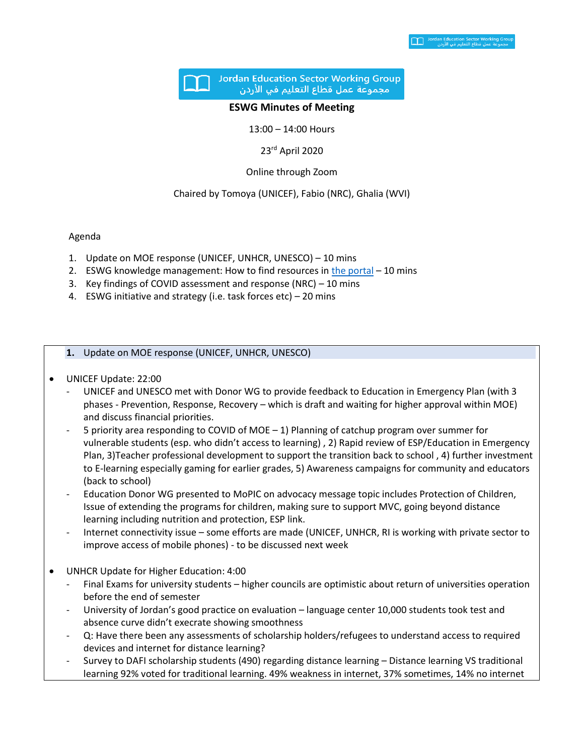Jordan Education Sector Working Group
مجموعة عمل قطاع التعليم في الأردن

# ESWG Minutes of Meeting

13:00 – 14:00 Hours

23rd April 2020

Online through Zoom

Chaired by Tomoya (UNICEF), Fabio (NRC), Ghalia (WVI)

Agenda

1. Update on MOE response (UNICEF, UNHCR, UNESCO) – 10 mins
2. ESWG knowledge management: How to find resources in the portal – 10 mins
3. Key findings of COVID assessment and response (NRC) – 10 mins
4. ESWG initiative and strategy (i.e. task forces etc) – 20 mins

## 1. Update on MOE response (UNICEF, UNHCR, UNESCO)

- UNICEF Update: 22:00
  - UNICEF and UNESCO met with Donor WG to provide feedback to Education in Emergency Plan (with 3 phases - Prevention, Response, Recovery – which is draft and waiting for higher approval within MOE) and discuss financial priorities.
  - 5 priority area responding to COVID of MOE – 1) Planning of catchup program over summer for vulnerable students (esp. who didn't access to learning) , 2) Rapid review of ESP/Education in Emergency Plan, 3)Teacher professional development to support the transition back to school , 4) further investment to E-learning especially gaming for earlier grades, 5) Awareness campaigns for community and educators (back to school)
  - Education Donor WG presented to MoPIC on advocacy message topic includes Protection of Children, Issue of extending the programs for children, making sure to support MVC, going beyond distance learning including nutrition and protection, ESP link.
  - Internet connectivity issue – some efforts are made (UNICEF, UNHCR, RI is working with private sector to improve access of mobile phones) - to be discussed next week

- UNHCR Update for Higher Education: 4:00
  - Final Exams for university students – higher councils are optimistic about return of universities operation before the end of semester
  - University of Jordan's good practice on evaluation – language center 10,000 students took test and absence curve didn't execrate showing smoothness
  - Q: Have there been any assessments of scholarship holders/refugees to understand access to required devices and internet for distance learning?
  - Survey to DAFI scholarship students (490) regarding distance learning – Distance learning VS traditional learning 92% voted for traditional learning. 49% weakness in internet, 37% sometimes, 14% no internet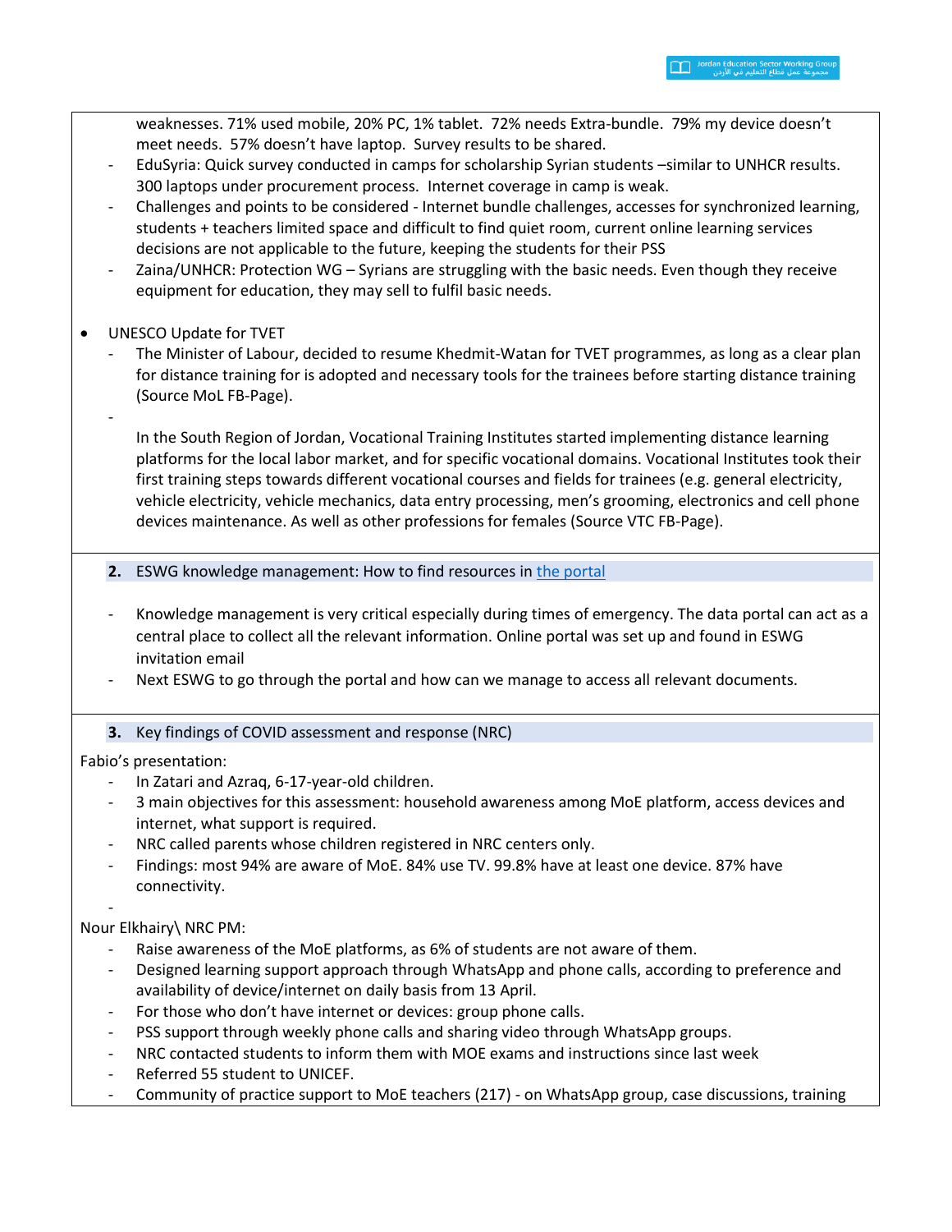weaknesses. 71% used mobile, 20% PC, 1% tablet.  72% needs Extra-bundle.  79% my device doesn't meet needs.  57% doesn't have laptop.  Survey results to be shared.

- EduSyria: Quick survey conducted in camps for scholarship Syrian students –similar to UNHCR results. 300 laptops under procurement process.  Internet coverage in camp is weak.
- Challenges and points to be considered - Internet bundle challenges, accesses for synchronized learning, students + teachers limited space and difficult to find quiet room, current online learning services decisions are not applicable to the future, keeping the students for their PSS
- Zaina/UNHCR: Protection WG – Syrians are struggling with the basic needs. Even though they receive equipment for education, they may sell to fulfil basic needs.

- UNESCO Update for TVET
  - The Minister of Labour, decided to resume Khedmit-Watan for TVET programmes, as long as a clear plan for distance training for is adopted and necessary tools for the trainees before starting distance training (Source MoL FB-Page).
  - In the South Region of Jordan, Vocational Training Institutes started implementing distance learning platforms for the local labor market, and for specific vocational domains. Vocational Institutes took their first training steps towards different vocational courses and fields for trainees (e.g. general electricity, vehicle electricity, vehicle mechanics, data entry processing, men's grooming, electronics and cell phone devices maintenance. As well as other professions for females (Source VTC FB-Page).

**2.** ESWG knowledge management: How to find resources in the portal

- Knowledge management is very critical especially during times of emergency. The data portal can act as a central place to collect all the relevant information. Online portal was set up and found in ESWG invitation email
- Next ESWG to go through the portal and how can we manage to access all relevant documents.

**3.** Key findings of COVID assessment and response (NRC)

Fabio's presentation:

- In Zatari and Azraq, 6-17-year-old children.
- 3 main objectives for this assessment: household awareness among MoE platform, access devices and internet, what support is required.
- NRC called parents whose children registered in NRC centers only.
- Findings: most 94% are aware of MoE. 84% use TV. 99.8% have at least one device. 87% have connectivity.

Nour Elkhairy\ NRC PM:

- Raise awareness of the MoE platforms, as 6% of students are not aware of them.
- Designed learning support approach through WhatsApp and phone calls, according to preference and availability of device/internet on daily basis from 13 April.
- For those who don't have internet or devices: group phone calls.
- PSS support through weekly phone calls and sharing video through WhatsApp groups.
- NRC contacted students to inform them with MOE exams and instructions since last week
- Referred 55 student to UNICEF.
- Community of practice support to MoE teachers (217) - on WhatsApp group, case discussions, training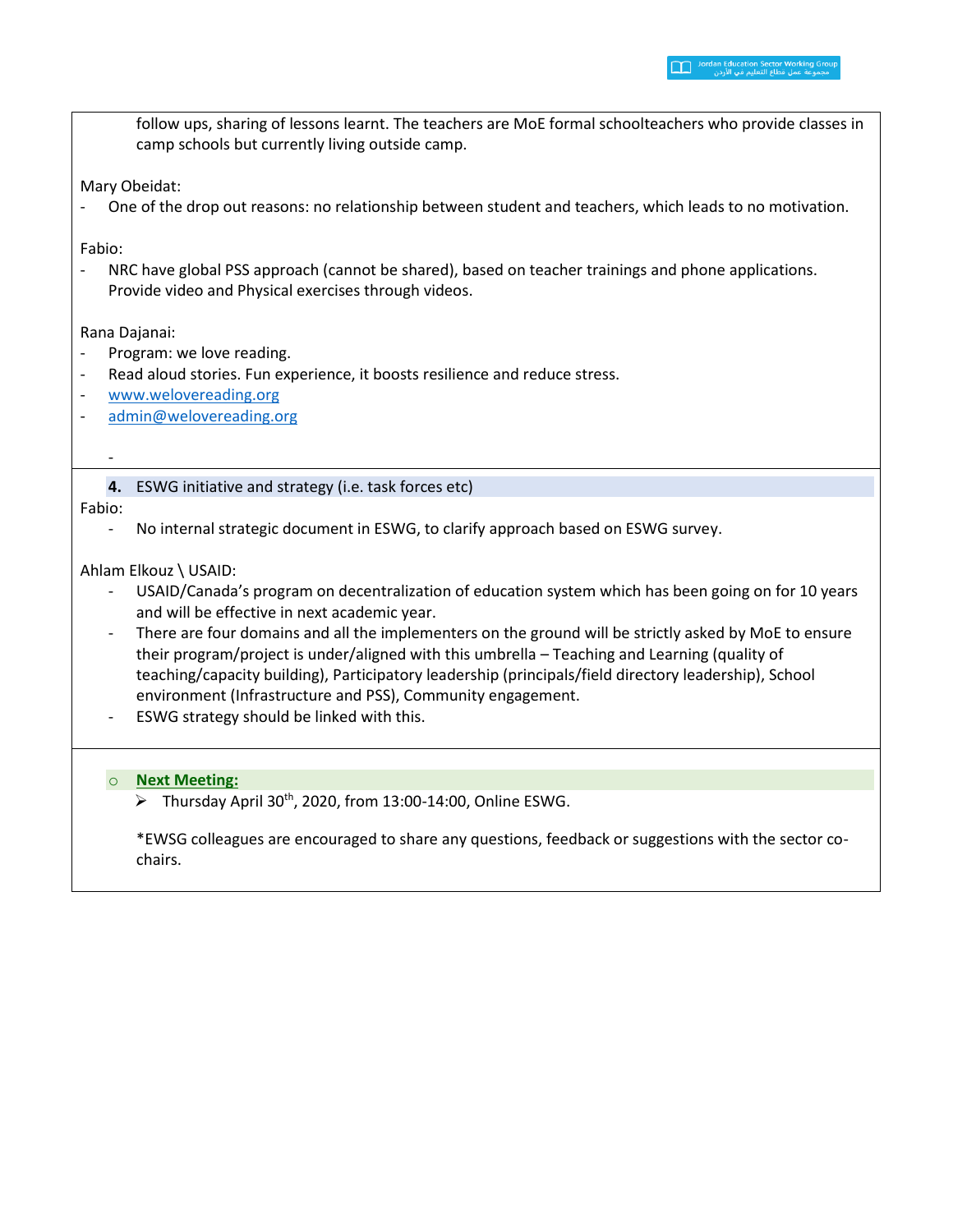follow ups, sharing of lessons learnt. The teachers are MoE formal schoolteachers who provide classes in camp schools but currently living outside camp.

Mary Obeidat:

- One of the drop out reasons: no relationship between student and teachers, which leads to no motivation.

Fabio:

- NRC have global PSS approach (cannot be shared), based on teacher trainings and phone applications. Provide video and Physical exercises through videos.

Rana Dajanai:

- Program: we love reading.
- Read aloud stories. Fun experience, it boosts resilience and reduce stress.
- [www.welovereading.org](http://www.welovereading.org)
- [admin@welovereading.org](mailto:admin@welovereading.org)
-

**4.** ESWG initiative and strategy (i.e. task forces etc)

Fabio:

- No internal strategic document in ESWG, to clarify approach based on ESWG survey.

Ahlam Elkouz \ USAID:

- USAID/Canada's program on decentralization of education system which has been going on for 10 years and will be effective in next academic year.
- There are four domains and all the implementers on the ground will be strictly asked by MoE to ensure their program/project is under/aligned with this umbrella – Teaching and Learning (quality of teaching/capacity building), Participatory leadership (principals/field directory leadership), School environment (Infrastructure and PSS), Community engagement.
- ESWG strategy should be linked with this.

- **Next Meeting:**
  - Thursday April 30th, 2020, from 13:00-14:00, Online ESWG.

  *EWSG colleagues are encouraged to share any questions, feedback or suggestions with the sector co-chairs.